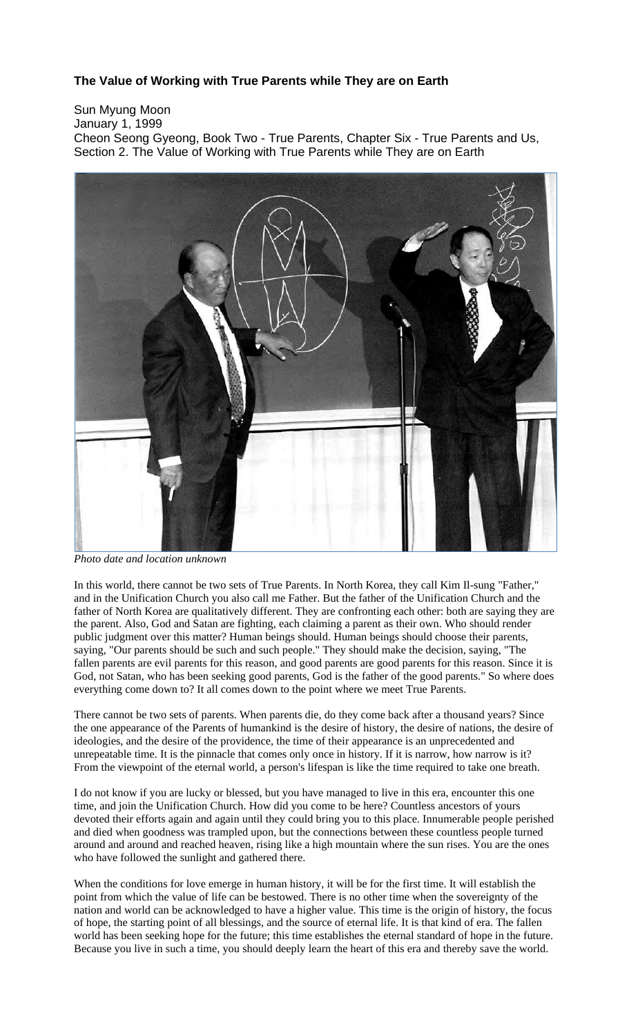## The Value of Working with True Parents while They are on Earth

Sun Myung Moon
January 1, 1999
Cheon Seong Gyeong, Book Two - True Parents, Chapter Six - True Parents and Us, Section 2. The Value of Working with True Parents while They are on Earth

*Photo date and location unknown*

In this world, there cannot be two sets of True Parents. In North Korea, they call Kim Il-sung "Father," and in the Unification Church you also call me Father. But the father of the Unification Church and the father of North Korea are qualitatively different. They are confronting each other: both are saying they are the parent. Also, God and Satan are fighting, each claiming a parent as their own. Who should render public judgment over this matter? Human beings should. Human beings should choose their parents, saying, "Our parents should be such and such people." They should make the decision, saying, "The fallen parents are evil parents for this reason, and good parents are good parents for this reason. Since it is God, not Satan, who has been seeking good parents, God is the father of the good parents." So where does everything come down to? It all comes down to the point where we meet True Parents.

There cannot be two sets of parents. When parents die, do they come back after a thousand years? Since the one appearance of the Parents of humankind is the desire of history, the desire of nations, the desire of ideologies, and the desire of the providence, the time of their appearance is an unprecedented and unrepeatable time. It is the pinnacle that comes only once in history. If it is narrow, how narrow is it? From the viewpoint of the eternal world, a person's lifespan is like the time required to take one breath.

I do not know if you are lucky or blessed, but you have managed to live in this era, encounter this one time, and join the Unification Church. How did you come to be here? Countless ancestors of yours devoted their efforts again and again until they could bring you to this place. Innumerable people perished and died when goodness was trampled upon, but the connections between these countless people turned around and around and reached heaven, rising like a high mountain where the sun rises. You are the ones who have followed the sunlight and gathered there.

When the conditions for love emerge in human history, it will be for the first time. It will establish the point from which the value of life can be bestowed. There is no other time when the sovereignty of the nation and world can be acknowledged to have a higher value. This time is the origin of history, the focus of hope, the starting point of all blessings, and the source of eternal life. It is that kind of era. The fallen world has been seeking hope for the future; this time establishes the eternal standard of hope in the future. Because you live in such a time, you should deeply learn the heart of this era and thereby save the world.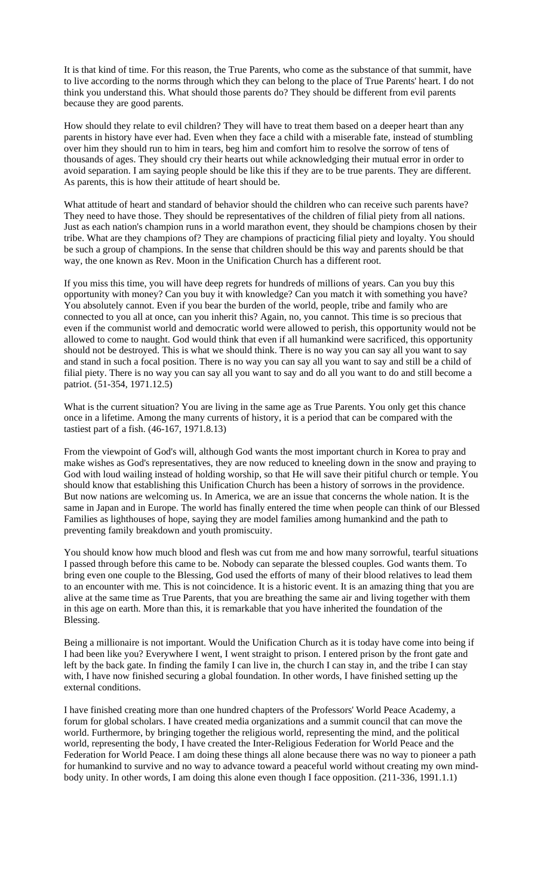It is that kind of time. For this reason, the True Parents, who come as the substance of that summit, have to live according to the norms through which they can belong to the place of True Parents' heart. I do not think you understand this. What should those parents do? They should be different from evil parents because they are good parents.

How should they relate to evil children? They will have to treat them based on a deeper heart than any parents in history have ever had. Even when they face a child with a miserable fate, instead of stumbling over him they should run to him in tears, beg him and comfort him to resolve the sorrow of tens of thousands of ages. They should cry their hearts out while acknowledging their mutual error in order to avoid separation. I am saying people should be like this if they are to be true parents. They are different. As parents, this is how their attitude of heart should be.

What attitude of heart and standard of behavior should the children who can receive such parents have? They need to have those. They should be representatives of the children of filial piety from all nations. Just as each nation's champion runs in a world marathon event, they should be champions chosen by their tribe. What are they champions of? They are champions of practicing filial piety and loyalty. You should be such a group of champions. In the sense that children should be this way and parents should be that way, the one known as Rev. Moon in the Unification Church has a different root.

If you miss this time, you will have deep regrets for hundreds of millions of years. Can you buy this opportunity with money? Can you buy it with knowledge? Can you match it with something you have? You absolutely cannot. Even if you bear the burden of the world, people, tribe and family who are connected to you all at once, can you inherit this? Again, no, you cannot. This time is so precious that even if the communist world and democratic world were allowed to perish, this opportunity would not be allowed to come to naught. God would think that even if all humankind were sacrificed, this opportunity should not be destroyed. This is what we should think. There is no way you can say all you want to say and stand in such a focal position. There is no way you can say all you want to say and still be a child of filial piety. There is no way you can say all you want to say and do all you want to do and still become a patriot. (51-354, 1971.12.5)

What is the current situation? You are living in the same age as True Parents. You only get this chance once in a lifetime. Among the many currents of history, it is a period that can be compared with the tastiest part of a fish. (46-167, 1971.8.13)

From the viewpoint of God's will, although God wants the most important church in Korea to pray and make wishes as God's representatives, they are now reduced to kneeling down in the snow and praying to God with loud wailing instead of holding worship, so that He will save their pitiful church or temple. You should know that establishing this Unification Church has been a history of sorrows in the providence. But now nations are welcoming us. In America, we are an issue that concerns the whole nation. It is the same in Japan and in Europe. The world has finally entered the time when people can think of our Blessed Families as lighthouses of hope, saying they are model families among humankind and the path to preventing family breakdown and youth promiscuity.

You should know how much blood and flesh was cut from me and how many sorrowful, tearful situations I passed through before this came to be. Nobody can separate the blessed couples. God wants them. To bring even one couple to the Blessing, God used the efforts of many of their blood relatives to lead them to an encounter with me. This is not coincidence. It is a historic event. It is an amazing thing that you are alive at the same time as True Parents, that you are breathing the same air and living together with them in this age on earth. More than this, it is remarkable that you have inherited the foundation of the Blessing.

Being a millionaire is not important. Would the Unification Church as it is today have come into being if I had been like you? Everywhere I went, I went straight to prison. I entered prison by the front gate and left by the back gate. In finding the family I can live in, the church I can stay in, and the tribe I can stay with, I have now finished securing a global foundation. In other words, I have finished setting up the external conditions.

I have finished creating more than one hundred chapters of the Professors' World Peace Academy, a forum for global scholars. I have created media organizations and a summit council that can move the world. Furthermore, by bringing together the religious world, representing the mind, and the political world, representing the body, I have created the Inter-Religious Federation for World Peace and the Federation for World Peace. I am doing these things all alone because there was no way to pioneer a path for humankind to survive and no way to advance toward a peaceful world without creating my own mind-body unity. In other words, I am doing this alone even though I face opposition. (211-336, 1991.1.1)